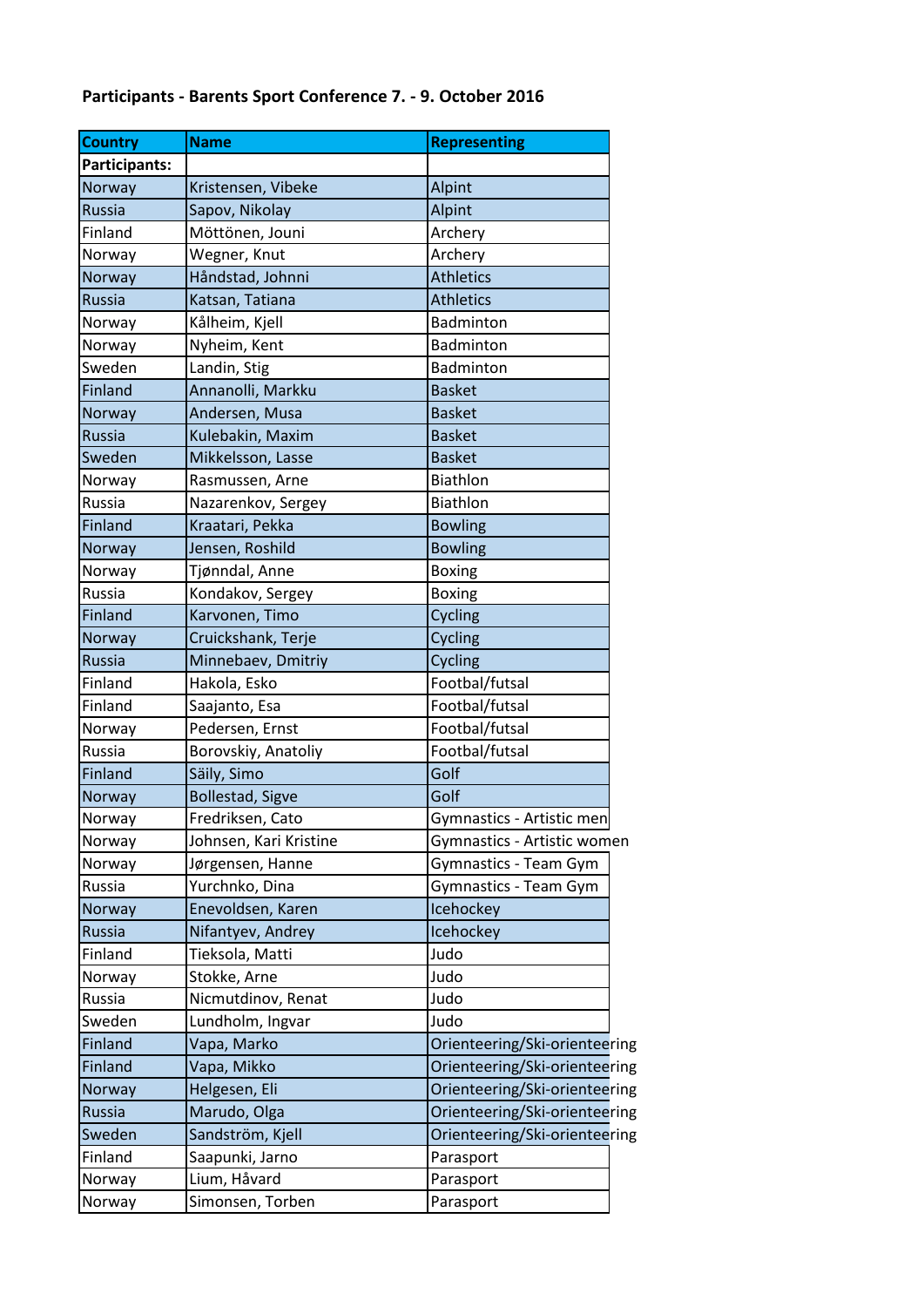**Participants - Barents Sport Conference 7. - 9. October 2016**

| Country | Name | Representing |
|---|---|---|
| **Participants:** | | |
| Norway | Kristensen, Vibeke | Alpint |
| Russia | Sapov, Nikolay | Alpint |
| Finland | Möttönen, Jouni | Archery |
| Norway | Wegner, Knut | Archery |
| Norway | Håndstad, Johnni | Athletics |
| Russia | Katsan, Tatiana | Athletics |
| Norway | Kålheim, Kjell | Badminton |
| Norway | Nyheim, Kent | Badminton |
| Sweden | Landin, Stig | Badminton |
| Finland | Annanolli, Markku | Basket |
| Norway | Andersen, Musa | Basket |
| Russia | Kulebakin, Maxim | Basket |
| Sweden | Mikkelsson, Lasse | Basket |
| Norway | Rasmussen, Arne | Biathlon |
| Russia | Nazarenkov, Sergey | Biathlon |
| Finland | Kraatari, Pekka | Bowling |
| Norway | Jensen, Roshild | Bowling |
| Norway | Tjønndal, Anne | Boxing |
| Russia | Kondakov, Sergey | Boxing |
| Finland | Karvonen, Timo | Cycling |
| Norway | Cruickshank, Terje | Cycling |
| Russia | Minnebaev, Dmitriy | Cycling |
| Finland | Hakola, Esko | Footbal/futsal |
| Finland | Saajanto, Esa | Footbal/futsal |
| Norway | Pedersen, Ernst | Footbal/futsal |
| Russia | Borovskiy, Anatoliy | Footbal/futsal |
| Finland | Säily, Simo | Golf |
| Norway | Bollestad, Sigve | Golf |
| Norway | Fredriksen, Cato | Gymnastics - Artistic men |
| Norway | Johnsen, Kari Kristine | Gymnastics - Artistic women |
| Norway | Jørgensen, Hanne | Gymnastics - Team Gym |
| Russia | Yurchnko, Dina | Gymnastics - Team Gym |
| Norway | Enevoldsen, Karen | Icehockey |
| Russia | Nifantyev, Andrey | Icehockey |
| Finland | Tieksola, Matti | Judo |
| Norway | Stokke, Arne | Judo |
| Russia | Nicmutdinov, Renat | Judo |
| Sweden | Lundholm, Ingvar | Judo |
| Finland | Vapa, Marko | Orienteering/Ski-orienteering |
| Finland | Vapa, Mikko | Orienteering/Ski-orienteering |
| Norway | Helgesen, Eli | Orienteering/Ski-orienteering |
| Russia | Marudo, Olga | Orienteering/Ski-orienteering |
| Sweden | Sandström, Kjell | Orienteering/Ski-orienteering |
| Finland | Saapunki, Jarno | Parasport |
| Norway | Lium, Håvard | Parasport |
| Norway | Simonsen, Torben | Parasport |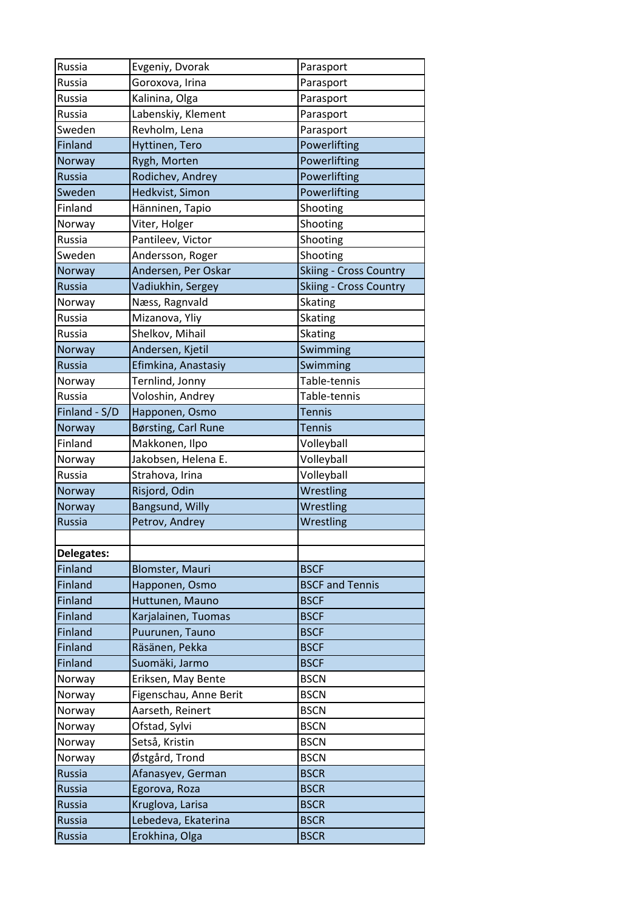| | | |
|---|---|---|
| Russia | Evgeniy, Dvorak | Parasport |
| Russia | Goroxova, Irina | Parasport |
| Russia | Kalinina, Olga | Parasport |
| Russia | Labenskiy, Klement | Parasport |
| Sweden | Revholm, Lena | Parasport |
| Finland | Hyttinen, Tero | Powerlifting |
| Norway | Rygh, Morten | Powerlifting |
| Russia | Rodichev, Andrey | Powerlifting |
| Sweden | Hedkvist, Simon | Powerlifting |
| Finland | Hänninen, Tapio | Shooting |
| Norway | Viter, Holger | Shooting |
| Russia | Pantileev, Victor | Shooting |
| Sweden | Andersson, Roger | Shooting |
| Norway | Andersen, Per Oskar | Skiing - Cross Country |
| Russia | Vadiukhin, Sergey | Skiing - Cross Country |
| Norway | Næss, Ragnvald | Skating |
| Russia | Mizanova, Yliy | Skating |
| Russia | Shelkov, Mihail | Skating |
| Norway | Andersen, Kjetil | Swimming |
| Russia | Efimkina, Anastasiy | Swimming |
| Norway | Ternlind, Jonny | Table-tennis |
| Russia | Voloshin, Andrey | Table-tennis |
| Finland - S/D | Happonen, Osmo | Tennis |
| Norway | Børsting, Carl Rune | Tennis |
| Finland | Makkonen, Ilpo | Volleyball |
| Norway | Jakobsen, Helena E. | Volleyball |
| Russia | Strahova, Irina | Volleyball |
| Norway | Risjord, Odin | Wrestling |
| Norway | Bangsund, Willy | Wrestling |
| Russia | Petrov, Andrey | Wrestling |
| | | |
| **Delegates:** | | |
| Finland | Blomster, Mauri | BSCF |
| Finland | Happonen, Osmo | BSCF and Tennis |
| Finland | Huttunen, Mauno | BSCF |
| Finland | Karjalainen, Tuomas | BSCF |
| Finland | Puurunen, Tauno | BSCF |
| Finland | Räsänen, Pekka | BSCF |
| Finland | Suomäki, Jarmo | BSCF |
| Norway | Eriksen, May Bente | BSCN |
| Norway | Figenschau, Anne Berit | BSCN |
| Norway | Aarseth, Reinert | BSCN |
| Norway | Ofstad, Sylvi | BSCN |
| Norway | Setså, Kristin | BSCN |
| Norway | Østgård, Trond | BSCN |
| Russia | Afanasyev, German | BSCR |
| Russia | Egorova, Roza | BSCR |
| Russia | Kruglova, Larisa | BSCR |
| Russia | Lebedeva, Ekaterina | BSCR |
| Russia | Erokhina, Olga | BSCR |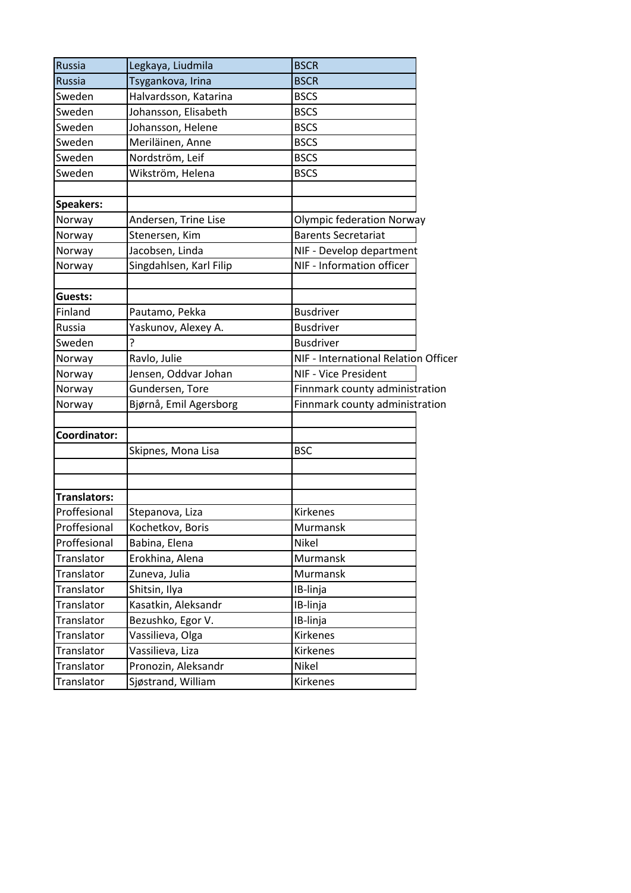| | | |
|---|---|---|
| Russia | Legkaya, Liudmila | BSCR |
| Russia | Tsygankova, Irina | BSCR |
| Sweden | Halvardsson, Katarina | BSCS |
| Sweden | Johansson, Elisabeth | BSCS |
| Sweden | Johansson, Helene | BSCS |
| Sweden | Meriläinen, Anne | BSCS |
| Sweden | Nordström, Leif | BSCS |
| Sweden | Wikström, Helena | BSCS |
| | | |
| **Speakers:** | | |
| Norway | Andersen, Trine Lise | Olympic federation Norway |
| Norway | Stenersen, Kim | Barents Secretariat |
| Norway | Jacobsen, Linda | NIF - Develop department |
| Norway | Singdahlsen, Karl Filip | NIF - Information officer |
| | | |
| **Guests:** | | |
| Finland | Pautamo, Pekka | Busdriver |
| Russia | Yaskunov, Alexey A. | Busdriver |
| Sweden | ? | Busdriver |
| Norway | Ravlo, Julie | NIF - International Relation Officer |
| Norway | Jensen, Oddvar Johan | NIF - Vice President |
| Norway | Gundersen, Tore | Finnmark county administration |
| Norway | Bjørnå, Emil Agersborg | Finnmark county administration |
| | | |
| **Coordinator:** | | |
| | Skipnes, Mona Lisa | BSC |
| | | |
| | | |
| **Translators:** | | |
| Proffesional | Stepanova, Liza | Kirkenes |
| Proffesional | Kochetkov, Boris | Murmansk |
| Proffesional | Babina, Elena | Nikel |
| Translator | Erokhina, Alena | Murmansk |
| Translator | Zuneva, Julia | Murmansk |
| Translator | Shitsin, Ilya | IB-linja |
| Translator | Kasatkin, Aleksandr | IB-linja |
| Translator | Bezushko, Egor V. | IB-linja |
| Translator | Vassilieva, Olga | Kirkenes |
| Translator | Vassilieva, Liza | Kirkenes |
| Translator | Pronozin, Aleksandr | Nikel |
| Translator | Sjøstrand, William | Kirkenes |